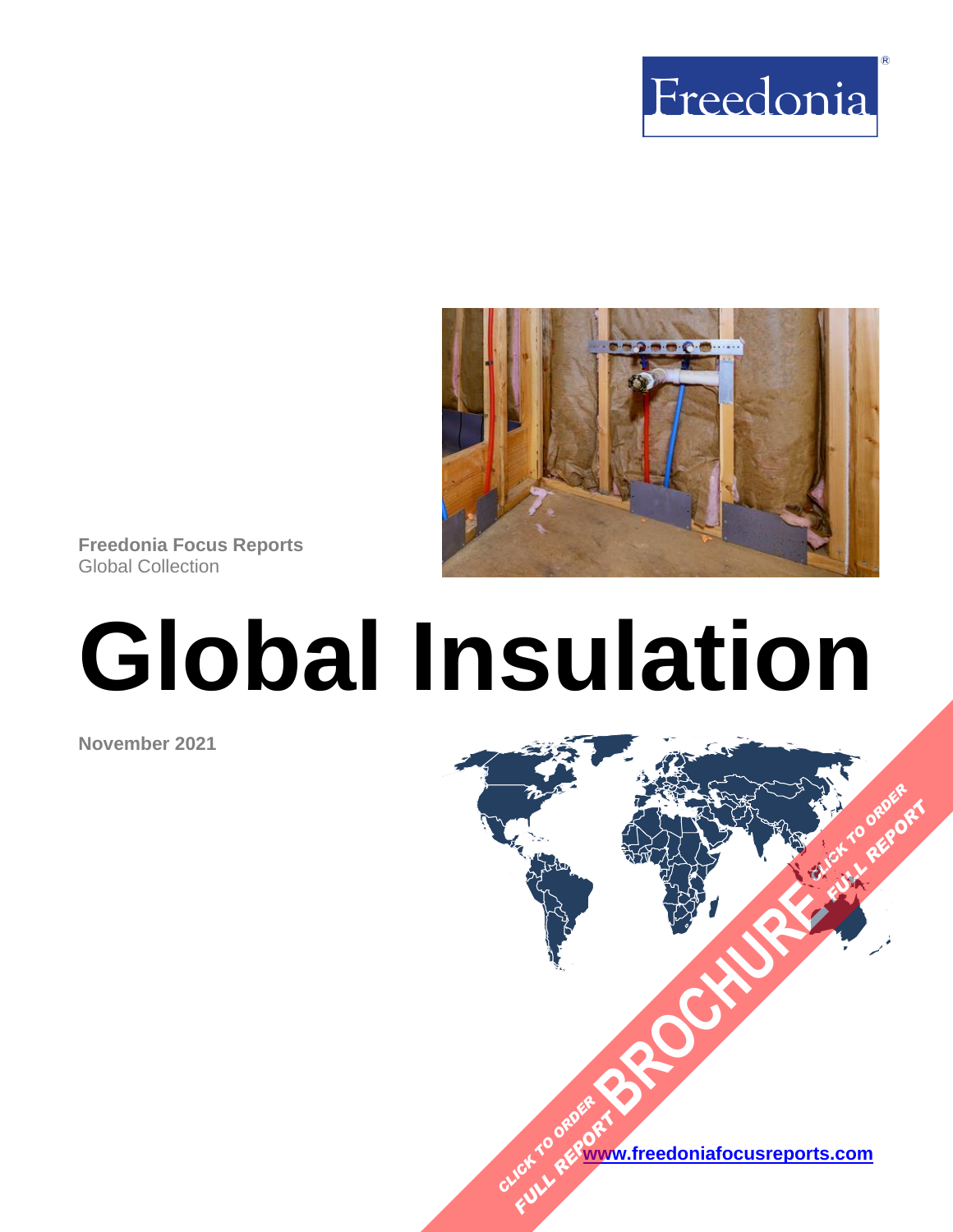Freedonia

Freedonia Focus Reports
Global Collection

# Global Insulation

November 2021

CLICK TO ORDER FULL REPORT BROCHURE

www.freedoniafocusreports.com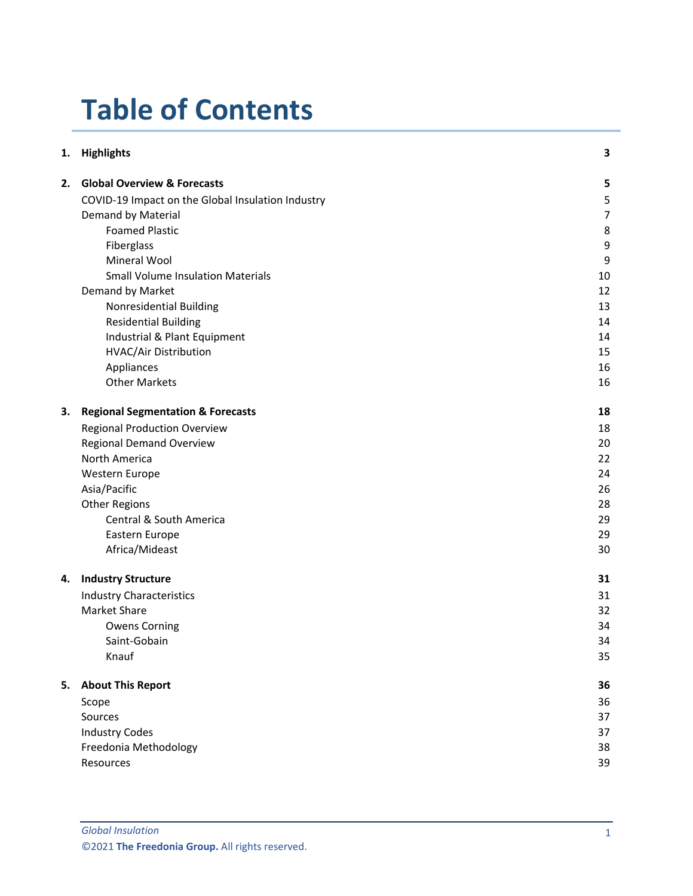# Table of Contents

| | | |
|---|---|---|
| **1.** | **Highlights** | **3** |
| **2.** | **Global Overview & Forecasts** | **5** |
| | COVID-19 Impact on the Global Insulation Industry | 5 |
| | Demand by Material | 7 |
| | Foamed Plastic | 8 |
| | Fiberglass | 9 |
| | Mineral Wool | 9 |
| | Small Volume Insulation Materials | 10 |
| | Demand by Market | 12 |
| | Nonresidential Building | 13 |
| | Residential Building | 14 |
| | Industrial & Plant Equipment | 14 |
| | HVAC/Air Distribution | 15 |
| | Appliances | 16 |
| | Other Markets | 16 |
| **3.** | **Regional Segmentation & Forecasts** | **18** |
| | Regional Production Overview | 18 |
| | Regional Demand Overview | 20 |
| | North America | 22 |
| | Western Europe | 24 |
| | Asia/Pacific | 26 |
| | Other Regions | 28 |
| | Central & South America | 29 |
| | Eastern Europe | 29 |
| | Africa/Mideast | 30 |
| **4.** | **Industry Structure** | **31** |
| | Industry Characteristics | 31 |
| | Market Share | 32 |
| | Owens Corning | 34 |
| | Saint-Gobain | 34 |
| | Knauf | 35 |
| **5.** | **About This Report** | **36** |
| | Scope | 36 |
| | Sources | 37 |
| | Industry Codes | 37 |
| | Freedonia Methodology | 38 |
| | Resources | 39 |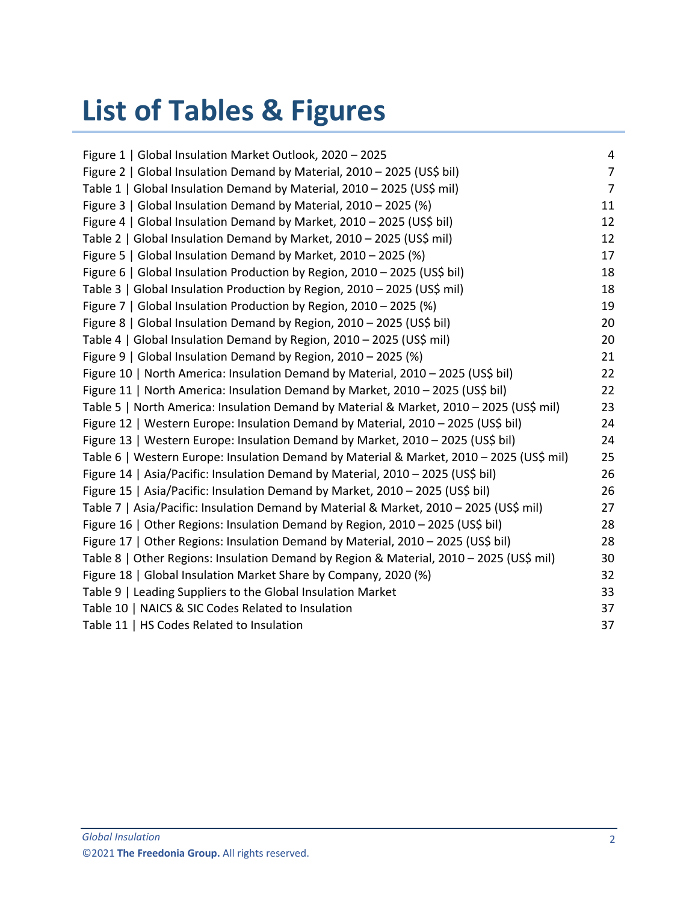# List of Tables & Figures

| | |
|---|---|
| Figure 1 \| Global Insulation Market Outlook, 2020 – 2025 | 4 |
| Figure 2 \| Global Insulation Demand by Material, 2010 – 2025 (US$ bil) | 7 |
| Table 1 \| Global Insulation Demand by Material, 2010 – 2025 (US$ mil) | 7 |
| Figure 3 \| Global Insulation Demand by Material, 2010 – 2025 (%) | 11 |
| Figure 4 \| Global Insulation Demand by Market, 2010 – 2025 (US$ bil) | 12 |
| Table 2 \| Global Insulation Demand by Market, 2010 – 2025 (US$ mil) | 12 |
| Figure 5 \| Global Insulation Demand by Market, 2010 – 2025 (%) | 17 |
| Figure 6 \| Global Insulation Production by Region, 2010 – 2025 (US$ bil) | 18 |
| Table 3 \| Global Insulation Production by Region, 2010 – 2025 (US$ mil) | 18 |
| Figure 7 \| Global Insulation Production by Region, 2010 – 2025 (%) | 19 |
| Figure 8 \| Global Insulation Demand by Region, 2010 – 2025 (US$ bil) | 20 |
| Table 4 \| Global Insulation Demand by Region, 2010 – 2025 (US$ mil) | 20 |
| Figure 9 \| Global Insulation Demand by Region, 2010 – 2025 (%) | 21 |
| Figure 10 \| North America: Insulation Demand by Material, 2010 – 2025 (US$ bil) | 22 |
| Figure 11 \| North America: Insulation Demand by Market, 2010 – 2025 (US$ bil) | 22 |
| Table 5 \| North America: Insulation Demand by Material & Market, 2010 – 2025 (US$ mil) | 23 |
| Figure 12 \| Western Europe: Insulation Demand by Material, 2010 – 2025 (US$ bil) | 24 |
| Figure 13 \| Western Europe: Insulation Demand by Market, 2010 – 2025 (US$ bil) | 24 |
| Table 6 \| Western Europe: Insulation Demand by Material & Market, 2010 – 2025 (US$ mil) | 25 |
| Figure 14 \| Asia/Pacific: Insulation Demand by Material, 2010 – 2025 (US$ bil) | 26 |
| Figure 15 \| Asia/Pacific: Insulation Demand by Market, 2010 – 2025 (US$ bil) | 26 |
| Table 7 \| Asia/Pacific: Insulation Demand by Material & Market, 2010 – 2025 (US$ mil) | 27 |
| Figure 16 \| Other Regions: Insulation Demand by Region, 2010 – 2025 (US$ bil) | 28 |
| Figure 17 \| Other Regions: Insulation Demand by Material, 2010 – 2025 (US$ bil) | 28 |
| Table 8 \| Other Regions: Insulation Demand by Region & Material, 2010 – 2025 (US$ mil) | 30 |
| Figure 18 \| Global Insulation Market Share by Company, 2020 (%) | 32 |
| Table 9 \| Leading Suppliers to the Global Insulation Market | 33 |
| Table 10 \| NAICS & SIC Codes Related to Insulation | 37 |
| Table 11 \| HS Codes Related to Insulation | 37 |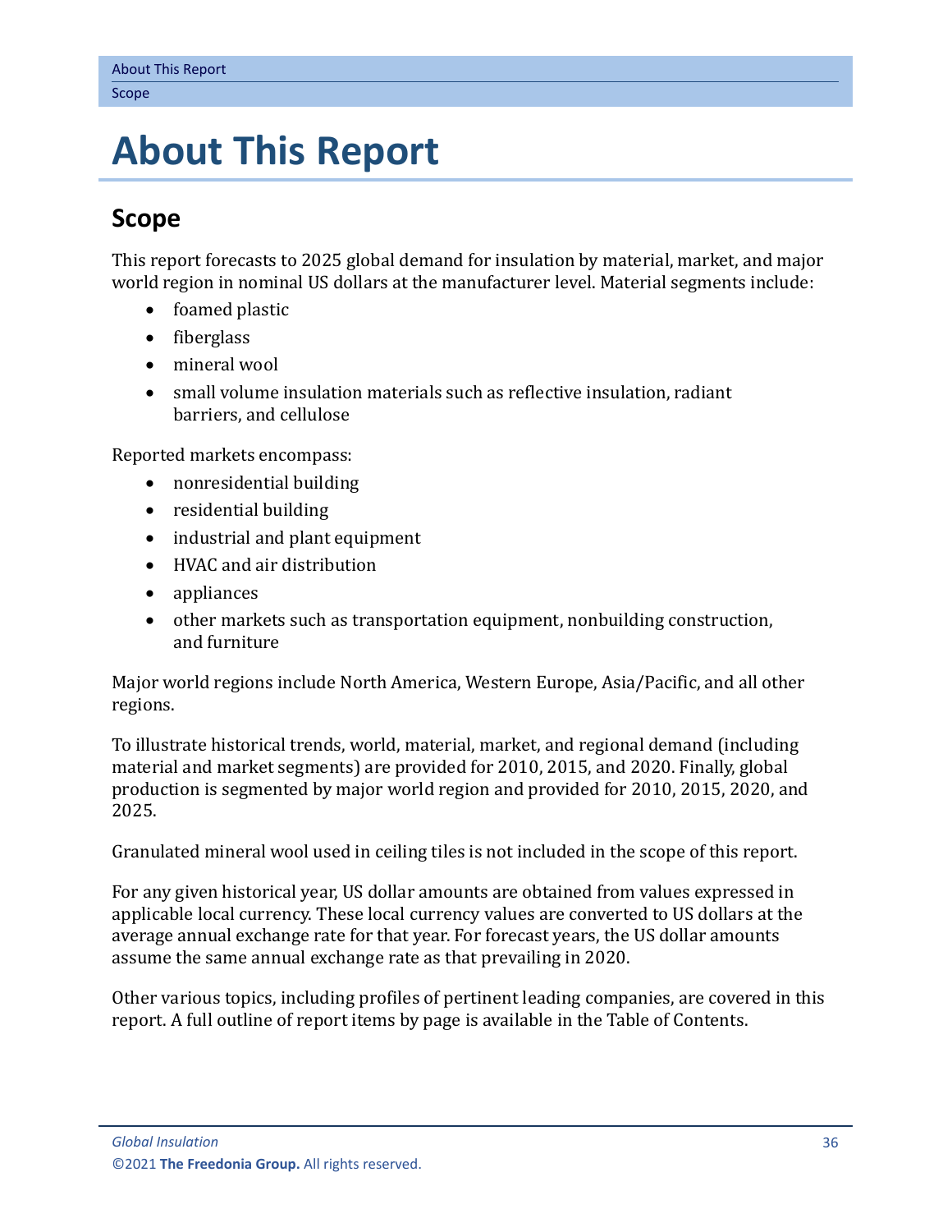# About This Report

## Scope

This report forecasts to 2025 global demand for insulation by material, market, and major world region in nominal US dollars at the manufacturer level. Material segments include:

- foamed plastic
- fiberglass
- mineral wool
- small volume insulation materials such as reflective insulation, radiant barriers, and cellulose

Reported markets encompass:

- nonresidential building
- residential building
- industrial and plant equipment
- HVAC and air distribution
- appliances
- other markets such as transportation equipment, nonbuilding construction, and furniture

Major world regions include North America, Western Europe, Asia/Pacific, and all other regions.

To illustrate historical trends, world, material, market, and regional demand (including material and market segments) are provided for 2010, 2015, and 2020. Finally, global production is segmented by major world region and provided for 2010, 2015, 2020, and 2025.

Granulated mineral wool used in ceiling tiles is not included in the scope of this report.

For any given historical year, US dollar amounts are obtained from values expressed in applicable local currency. These local currency values are converted to US dollars at the average annual exchange rate for that year. For forecast years, the US dollar amounts assume the same annual exchange rate as that prevailing in 2020.

Other various topics, including profiles of pertinent leading companies, are covered in this report. A full outline of report items by page is available in the Table of Contents.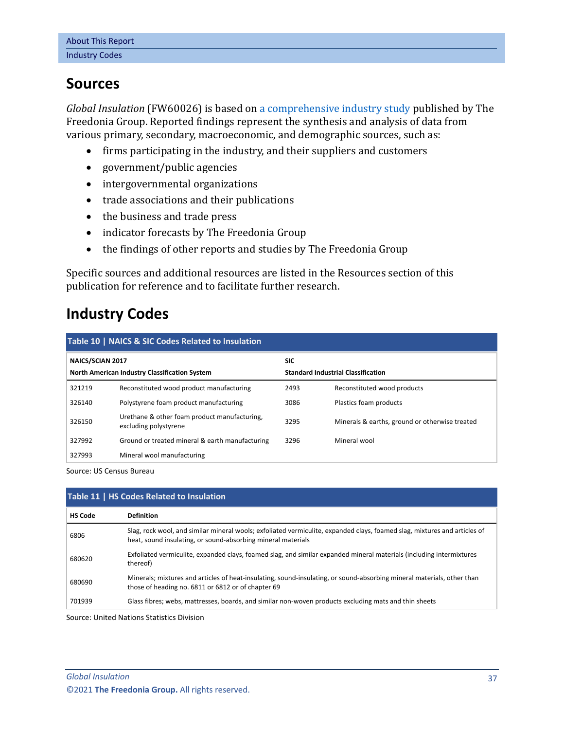## Sources

*Global Insulation* (FW60026) is based on a comprehensive industry study published by The Freedonia Group. Reported findings represent the synthesis and analysis of data from various primary, secondary, macroeconomic, and demographic sources, such as:

- firms participating in the industry, and their suppliers and customers
- government/public agencies
- intergovernmental organizations
- trade associations and their publications
- the business and trade press
- indicator forecasts by The Freedonia Group
- the findings of other reports and studies by The Freedonia Group

Specific sources and additional resources are listed in the Resources section of this publication for reference and to facilitate further research.

## Industry Codes

**Table 10 | NAICS & SIC Codes Related to Insulation**

| NAICS/SCIAN 2017 North American Industry Classification System | | SIC Standard Industrial Classification | |
|---|---|---|---|
| 321219 | Reconstituted wood product manufacturing | 2493 | Reconstituted wood products |
| 326140 | Polystyrene foam product manufacturing | 3086 | Plastics foam products |
| 326150 | Urethane & other foam product manufacturing, excluding polystyrene | 3295 | Minerals & earths, ground or otherwise treated |
| 327992 | Ground or treated mineral & earth manufacturing | 3296 | Mineral wool |
| 327993 | Mineral wool manufacturing | | |

Source: US Census Bureau

**Table 11 | HS Codes Related to Insulation**

| HS Code | Definition |
|---|---|
| 6806 | Slag, rock wool, and similar mineral wools; exfoliated vermiculite, expanded clays, foamed slag, mixtures and articles of heat, sound insulating, or sound-absorbing mineral materials |
| 680620 | Exfoliated vermiculite, expanded clays, foamed slag, and similar expanded mineral materials (including intermixtures thereof) |
| 680690 | Minerals; mixtures and articles of heat-insulating, sound-insulating, or sound-absorbing mineral materials, other than those of heading no. 6811 or 6812 or of chapter 69 |
| 701939 | Glass fibres; webs, mattresses, boards, and similar non-woven products excluding mats and thin sheets |

Source: United Nations Statistics Division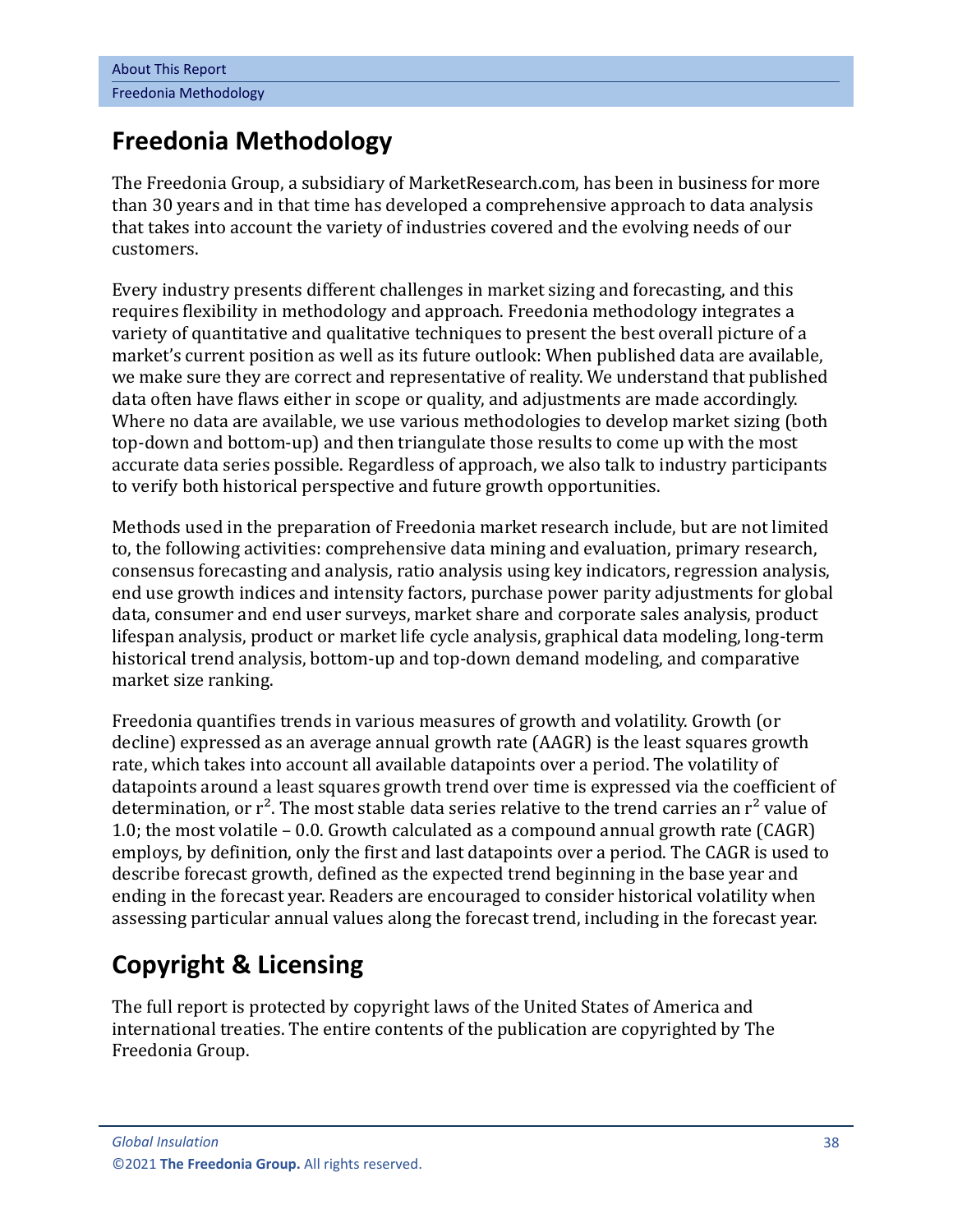## Freedonia Methodology

The Freedonia Group, a subsidiary of MarketResearch.com, has been in business for more than 30 years and in that time has developed a comprehensive approach to data analysis that takes into account the variety of industries covered and the evolving needs of our customers.

Every industry presents different challenges in market sizing and forecasting, and this requires flexibility in methodology and approach. Freedonia methodology integrates a variety of quantitative and qualitative techniques to present the best overall picture of a market's current position as well as its future outlook: When published data are available, we make sure they are correct and representative of reality. We understand that published data often have flaws either in scope or quality, and adjustments are made accordingly. Where no data are available, we use various methodologies to develop market sizing (both top-down and bottom-up) and then triangulate those results to come up with the most accurate data series possible. Regardless of approach, we also talk to industry participants to verify both historical perspective and future growth opportunities.

Methods used in the preparation of Freedonia market research include, but are not limited to, the following activities: comprehensive data mining and evaluation, primary research, consensus forecasting and analysis, ratio analysis using key indicators, regression analysis, end use growth indices and intensity factors, purchase power parity adjustments for global data, consumer and end user surveys, market share and corporate sales analysis, product lifespan analysis, product or market life cycle analysis, graphical data modeling, long-term historical trend analysis, bottom-up and top-down demand modeling, and comparative market size ranking.

Freedonia quantifies trends in various measures of growth and volatility. Growth (or decline) expressed as an average annual growth rate (AAGR) is the least squares growth rate, which takes into account all available datapoints over a period. The volatility of datapoints around a least squares growth trend over time is expressed via the coefficient of determination, or $r^2$. The most stable data series relative to the trend carries an $r^2$ value of 1.0; the most volatile – 0.0. Growth calculated as a compound annual growth rate (CAGR) employs, by definition, only the first and last datapoints over a period. The CAGR is used to describe forecast growth, defined as the expected trend beginning in the base year and ending in the forecast year. Readers are encouraged to consider historical volatility when assessing particular annual values along the forecast trend, including in the forecast year.

## Copyright & Licensing

The full report is protected by copyright laws of the United States of America and international treaties. The entire contents of the publication are copyrighted by The Freedonia Group.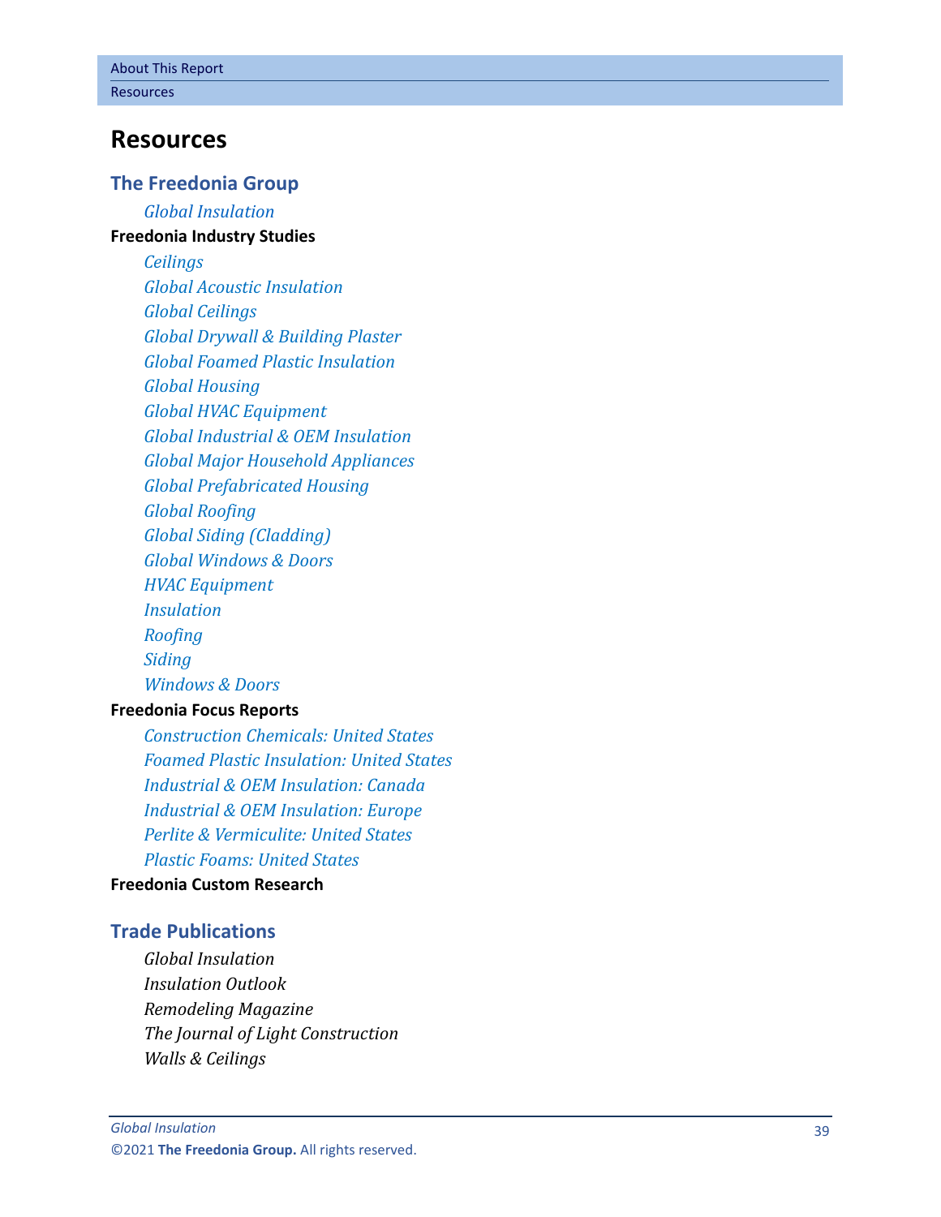# Resources

## The Freedonia Group

*Global Insulation*

**Freedonia Industry Studies**

*Ceilings*
*Global Acoustic Insulation*
*Global Ceilings*
*Global Drywall & Building Plaster*
*Global Foamed Plastic Insulation*
*Global Housing*
*Global HVAC Equipment*
*Global Industrial & OEM Insulation*
*Global Major Household Appliances*
*Global Prefabricated Housing*
*Global Roofing*
*Global Siding (Cladding)*
*Global Windows & Doors*
*HVAC Equipment*
*Insulation*
*Roofing*
*Siding*
*Windows & Doors*

**Freedonia Focus Reports**

*Construction Chemicals: United States*
*Foamed Plastic Insulation: United States*
*Industrial & OEM Insulation: Canada*
*Industrial & OEM Insulation: Europe*
*Perlite & Vermiculite: United States*
*Plastic Foams: United States*

**Freedonia Custom Research**

## Trade Publications

*Global Insulation*
*Insulation Outlook*
*Remodeling Magazine*
*The Journal of Light Construction*
*Walls & Ceilings*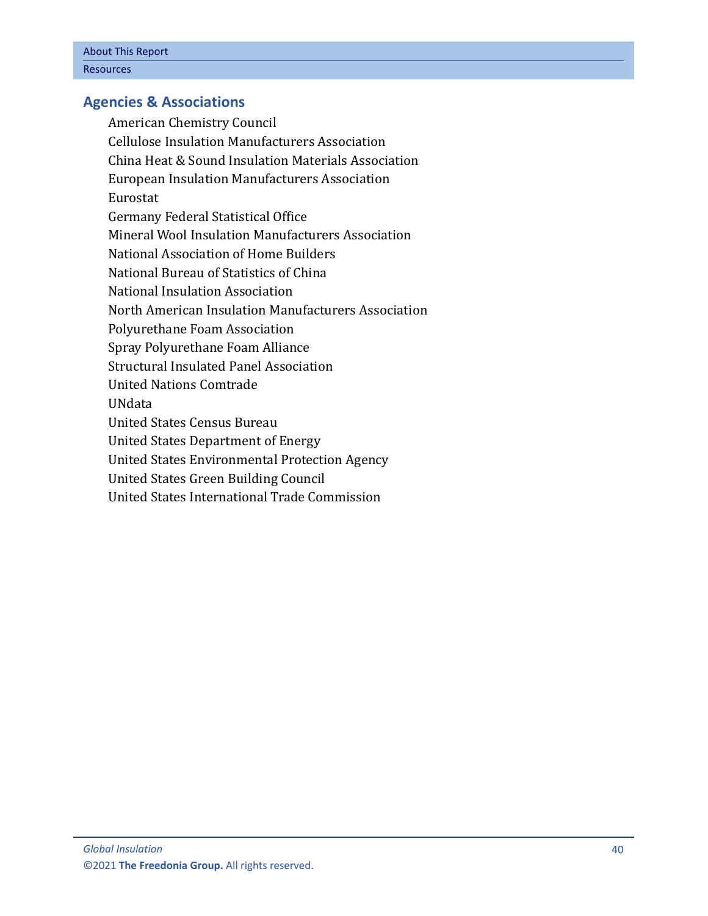## Agencies & Associations

American Chemistry Council
Cellulose Insulation Manufacturers Association
China Heat & Sound Insulation Materials Association
European Insulation Manufacturers Association
Eurostat
Germany Federal Statistical Office
Mineral Wool Insulation Manufacturers Association
National Association of Home Builders
National Bureau of Statistics of China
National Insulation Association
North American Insulation Manufacturers Association
Polyurethane Foam Association
Spray Polyurethane Foam Alliance
Structural Insulated Panel Association
United Nations Comtrade
UNdata
United States Census Bureau
United States Department of Energy
United States Environmental Protection Agency
United States Green Building Council
United States International Trade Commission